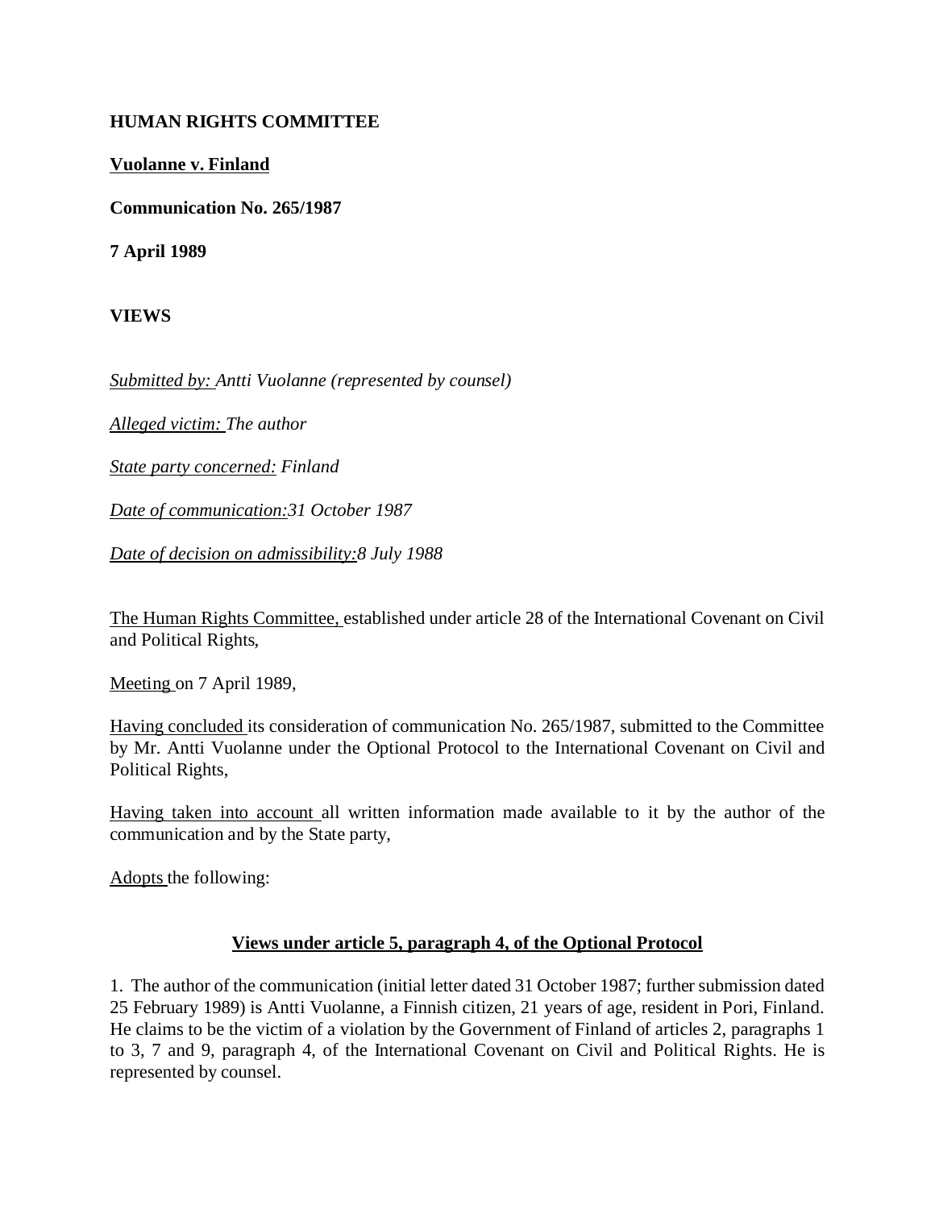**HUMAN RIGHTS COMMITTEE**

**Vuolanne v. Finland**

**Communication No. 265/1987**

**7 April 1989**

**VIEWS**

*Submitted by: Antti Vuolanne (represented by counsel)*

*Alleged victim: The author*

*State party concerned: Finland*

*Date of communication: 31 October 1987*

*Date of decision on admissibility: 8 July 1988*

The Human Rights Committee, established under article 28 of the International Covenant on Civil and Political Rights,

Meeting on 7 April 1989,

Having concluded its consideration of communication No. 265/1987, submitted to the Committee by Mr. Antti Vuolanne under the Optional Protocol to the International Covenant on Civil and Political Rights,

Having taken into account all written information made available to it by the author of the communication and by the State party,

Adopts the following:

## Views under article 5, paragraph 4, of the Optional Protocol

1. The author of the communication (initial letter dated 31 October 1987; further submission dated 25 February 1989) is Antti Vuolanne, a Finnish citizen, 21 years of age, resident in Pori, Finland. He claims to be the victim of a violation by the Government of Finland of articles 2, paragraphs 1 to 3, 7 and 9, paragraph 4, of the International Covenant on Civil and Political Rights. He is represented by counsel.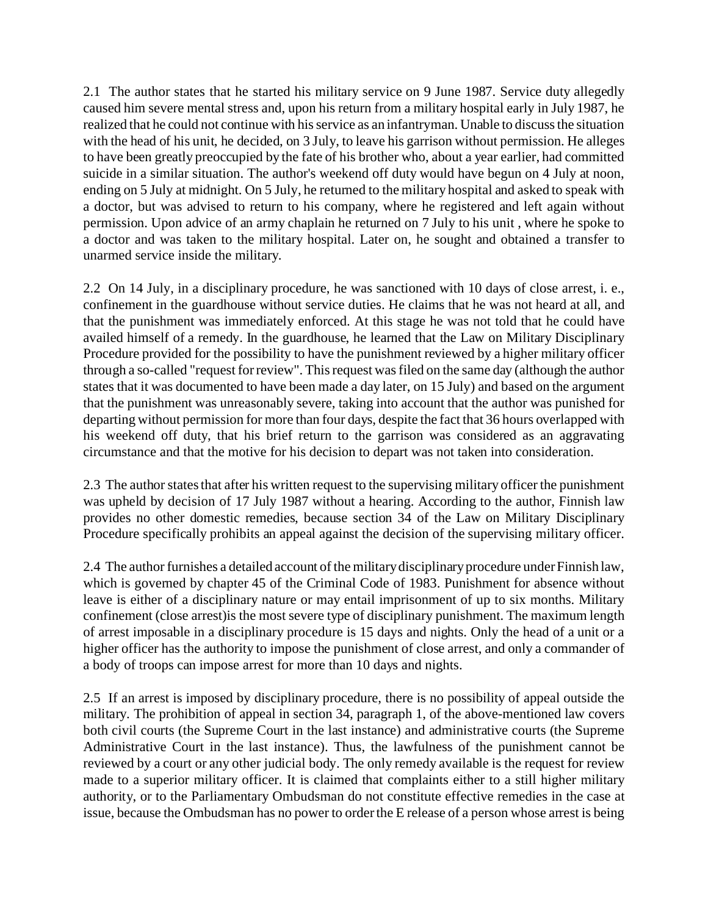2.1 The author states that he started his military service on 9 June 1987. Service duty allegedly caused him severe mental stress and, upon his return from a military hospital early in July 1987, he realized that he could not continue with his service as an infantryman. Unable to discuss the situation with the head of his unit, he decided, on 3 July, to leave his garrison without permission. He alleges to have been greatly preoccupied by the fate of his brother who, about a year earlier, had committed suicide in a similar situation. The author's weekend off duty would have begun on 4 July at noon, ending on 5 July at midnight. On 5 July, he returned to the military hospital and asked to speak with a doctor, but was advised to return to his company, where he registered and left again without permission. Upon advice of an army chaplain he returned on 7 July to his unit , where he spoke to a doctor and was taken to the military hospital. Later on, he sought and obtained a transfer to unarmed service inside the military.

2.2 On 14 July, in a disciplinary procedure, he was sanctioned with 10 days of close arrest, i. e., confinement in the guardhouse without service duties. He claims that he was not heard at all, and that the punishment was immediately enforced. At this stage he was not told that he could have availed himself of a remedy. In the guardhouse, he learned that the Law on Military Disciplinary Procedure provided for the possibility to have the punishment reviewed by a higher military officer through a so-called "request for review". This request was filed on the same day (although the author states that it was documented to have been made a day later, on 15 July) and based on the argument that the punishment was unreasonably severe, taking into account that the author was punished for departing without permission for more than four days, despite the fact that 36 hours overlapped with his weekend off duty, that his brief return to the garrison was considered as an aggravating circumstance and that the motive for his decision to depart was not taken into consideration.

2.3 The author states that after his written request to the supervising military officer the punishment was upheld by decision of 17 July 1987 without a hearing. According to the author, Finnish law provides no other domestic remedies, because section 34 of the Law on Military Disciplinary Procedure specifically prohibits an appeal against the decision of the supervising military officer.

2.4 The author furnishes a detailed account of the military disciplinary procedure under Finnish law, which is governed by chapter 45 of the Criminal Code of 1983. Punishment for absence without leave is either of a disciplinary nature or may entail imprisonment of up to six months. Military confinement (close arrest)is the most severe type of disciplinary punishment. The maximum length of arrest imposable in a disciplinary procedure is 15 days and nights. Only the head of a unit or a higher officer has the authority to impose the punishment of close arrest, and only a commander of a body of troops can impose arrest for more than 10 days and nights.

2.5 If an arrest is imposed by disciplinary procedure, there is no possibility of appeal outside the military. The prohibition of appeal in section 34, paragraph 1, of the above-mentioned law covers both civil courts (the Supreme Court in the last instance) and administrative courts (the Supreme Administrative Court in the last instance). Thus, the lawfulness of the punishment cannot be reviewed by a court or any other judicial body. The only remedy available is the request for review made to a superior military officer. It is claimed that complaints either to a still higher military authority, or to the Parliamentary Ombudsman do not constitute effective remedies in the case at issue, because the Ombudsman has no power to order the E release of a person whose arrest is being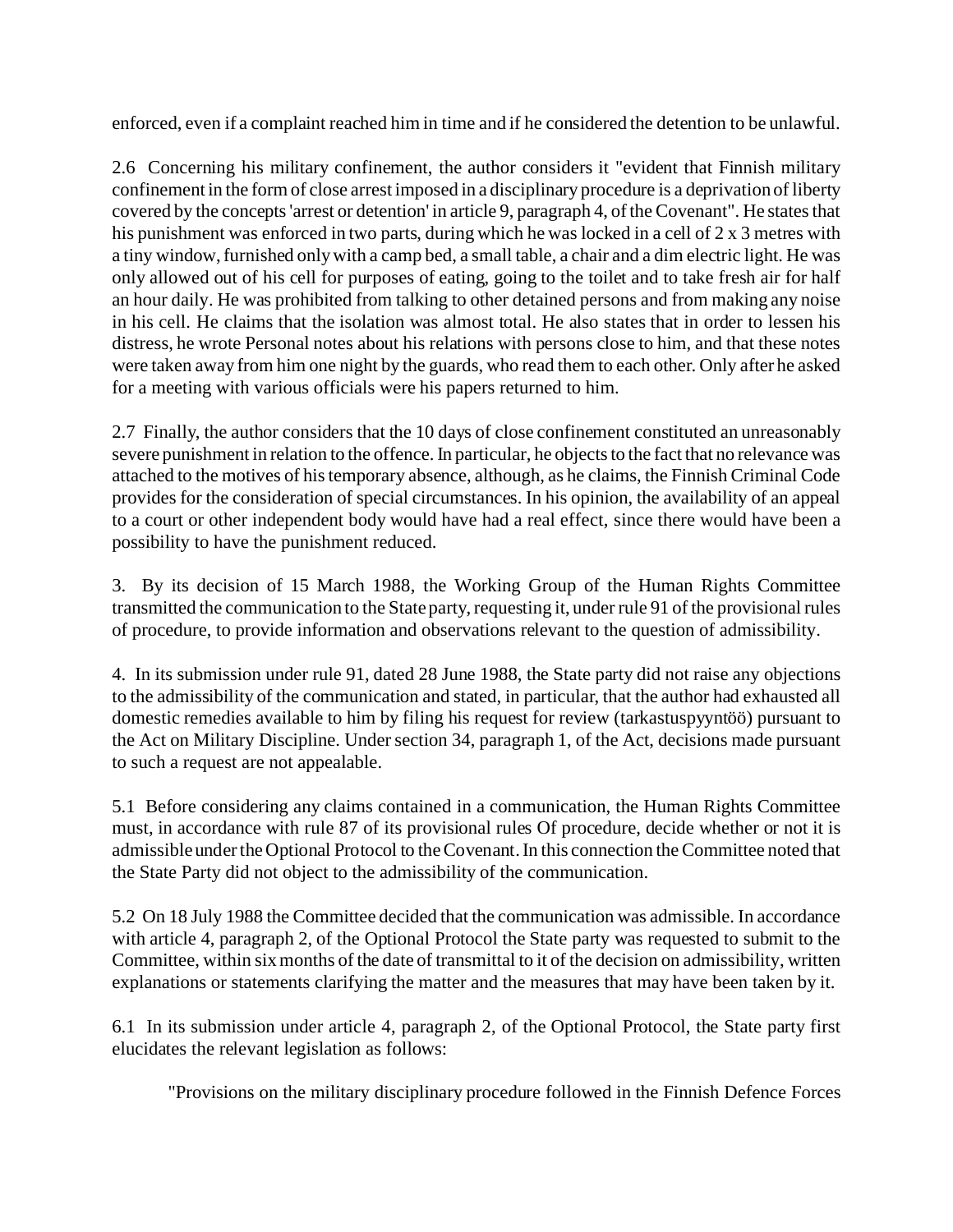enforced, even if a complaint reached him in time and if he considered the detention to be unlawful.

2.6 Concerning his military confinement, the author considers it "evident that Finnish military confinement in the form of close arrest imposed in a disciplinary procedure is a deprivation of liberty covered by the concepts 'arrest or detention' in article 9, paragraph 4, of the Covenant". He states that his punishment was enforced in two parts, during which he was locked in a cell of 2 x 3 metres with a tiny window, furnished only with a camp bed, a small table, a chair and a dim electric light. He was only allowed out of his cell for purposes of eating, going to the toilet and to take fresh air for half an hour daily. He was prohibited from talking to other detained persons and from making any noise in his cell. He claims that the isolation was almost total. He also states that in order to lessen his distress, he wrote Personal notes about his relations with persons close to him, and that these notes were taken away from him one night by the guards, who read them to each other. Only after he asked for a meeting with various officials were his papers returned to him.

2.7 Finally, the author considers that the 10 days of close confinement constituted an unreasonably severe punishment in relation to the offence. In particular, he objects to the fact that no relevance was attached to the motives of his temporary absence, although, as he claims, the Finnish Criminal Code provides for the consideration of special circumstances. In his opinion, the availability of an appeal to a court or other independent body would have had a real effect, since there would have been a possibility to have the punishment reduced.

3. By its decision of 15 March 1988, the Working Group of the Human Rights Committee transmitted the communication to the State party, requesting it, under rule 91 of the provisional rules of procedure, to provide information and observations relevant to the question of admissibility.

4. In its submission under rule 91, dated 28 June 1988, the State party did not raise any objections to the admissibility of the communication and stated, in particular, that the author had exhausted all domestic remedies available to him by filing his request for review (tarkastuspyyntöö) pursuant to the Act on Military Discipline. Under section 34, paragraph 1, of the Act, decisions made pursuant to such a request are not appealable.

5.1 Before considering any claims contained in a communication, the Human Rights Committee must, in accordance with rule 87 of its provisional rules Of procedure, decide whether or not it is admissible under the Optional Protocol to the Covenant. In this connection the Committee noted that the State Party did not object to the admissibility of the communication.

5.2 On 18 July 1988 the Committee decided that the communication was admissible. In accordance with article 4, paragraph 2, of the Optional Protocol the State party was requested to submit to the Committee, within six months of the date of transmittal to it of the decision on admissibility, written explanations or statements clarifying the matter and the measures that may have been taken by it.

6.1 In its submission under article 4, paragraph 2, of the Optional Protocol, the State party first elucidates the relevant legislation as follows:

"Provisions on the military disciplinary procedure followed in the Finnish Defence Forces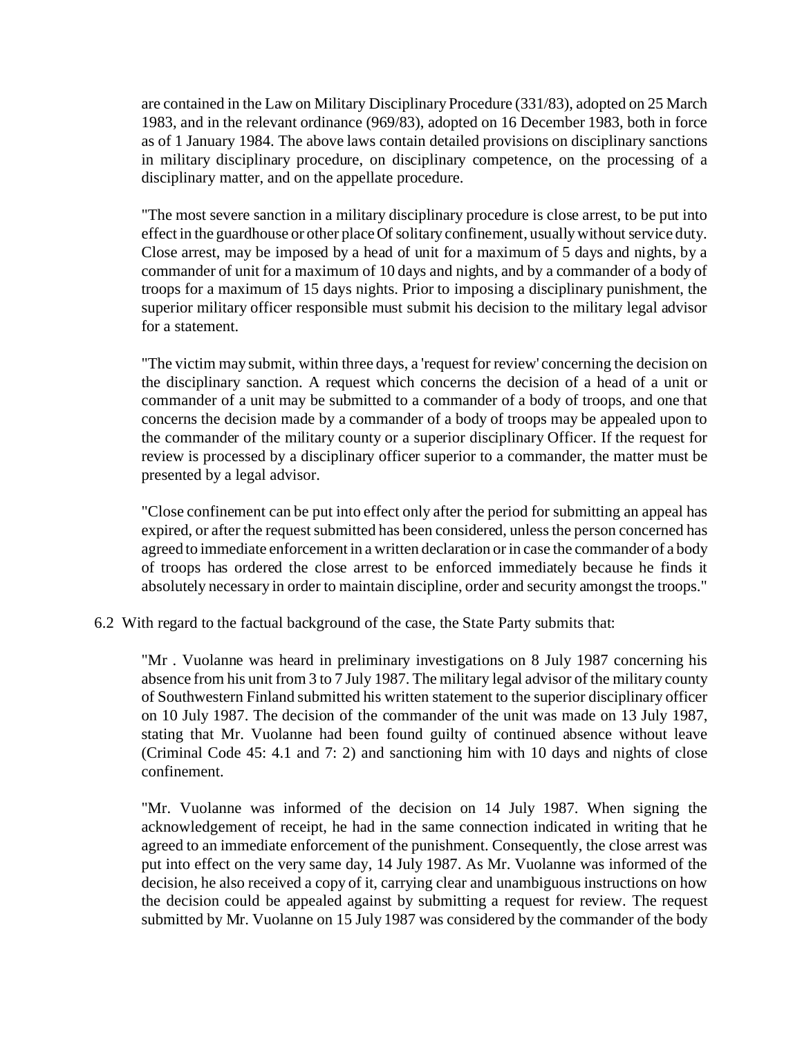are contained in the Law on Military Disciplinary Procedure (331/83), adopted on 25 March 1983, and in the relevant ordinance (969/83), adopted on 16 December 1983, both in force as of 1 January 1984. The above laws contain detailed provisions on disciplinary sanctions in military disciplinary procedure, on disciplinary competence, on the processing of a disciplinary matter, and on the appellate procedure.

> "The most severe sanction in a military disciplinary procedure is close arrest, to be put into effect in the guardhouse or other place Of solitary confinement, usually without service duty. Close arrest, may be imposed by a head of unit for a maximum of 5 days and nights, by a commander of unit for a maximum of 10 days and nights, and by a commander of a body of troops for a maximum of 15 days nights. Prior to imposing a disciplinary punishment, the superior military officer responsible must submit his decision to the military legal advisor for a statement.
>
> "The victim may submit, within three days, a 'request for review' concerning the decision on the disciplinary sanction. A request which concerns the decision of a head of a unit or commander of a unit may be submitted to a commander of a body of troops, and one that concerns the decision made by a commander of a body of troops may be appealed upon to the commander of the military county or a superior disciplinary Officer. If the request for review is processed by a disciplinary officer superior to a commander, the matter must be presented by a legal advisor.
>
> "Close confinement can be put into effect only after the period for submitting an appeal has expired, or after the request submitted has been considered, unless the person concerned has agreed to immediate enforcement in a written declaration or in case the commander of a body of troops has ordered the close arrest to be enforced immediately because he finds it absolutely necessary in order to maintain discipline, order and security amongst the troops."

6.2 With regard to the factual background of the case, the State Party submits that:

> "Mr . Vuolanne was heard in preliminary investigations on 8 July 1987 concerning his absence from his unit from 3 to 7 July 1987. The military legal advisor of the military county of Southwestern Finland submitted his written statement to the superior disciplinary officer on 10 July 1987. The decision of the commander of the unit was made on 13 July 1987, stating that Mr. Vuolanne had been found guilty of continued absence without leave (Criminal Code 45: 4.1 and 7: 2) and sanctioning him with 10 days and nights of close confinement.
>
> "Mr. Vuolanne was informed of the decision on 14 July 1987. When signing the acknowledgement of receipt, he had in the same connection indicated in writing that he agreed to an immediate enforcement of the punishment. Consequently, the close arrest was put into effect on the very same day, 14 July 1987. As Mr. Vuolanne was informed of the decision, he also received a copy of it, carrying clear and unambiguous instructions on how the decision could be appealed against by submitting a request for review. The request submitted by Mr. Vuolanne on 15 July 1987 was considered by the commander of the body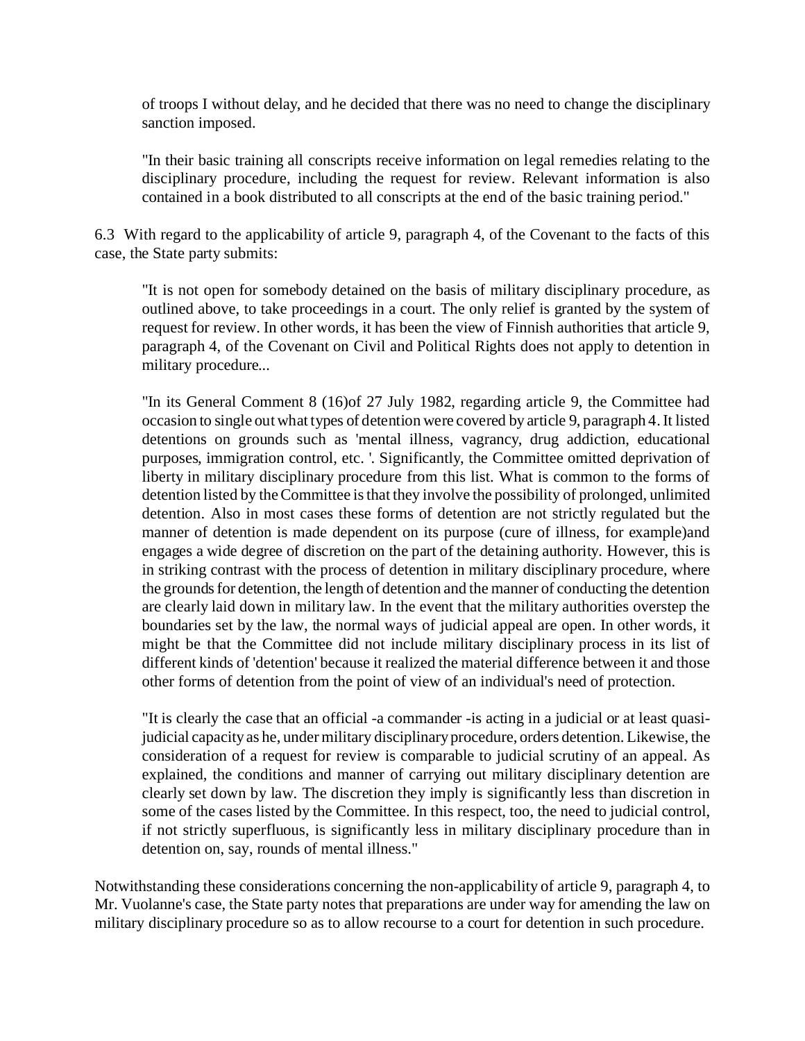of troops I without delay, and he decided that there was no need to change the disciplinary sanction imposed.

> "In their basic training all conscripts receive information on legal remedies relating to the disciplinary procedure, including the request for review. Relevant information is also contained in a book distributed to all conscripts at the end of the basic training period."

6.3 With regard to the applicability of article 9, paragraph 4, of the Covenant to the facts of this case, the State party submits:

> "It is not open for somebody detained on the basis of military disciplinary procedure, as outlined above, to take proceedings in a court. The only relief is granted by the system of request for review. In other words, it has been the view of Finnish authorities that article 9, paragraph 4, of the Covenant on Civil and Political Rights does not apply to detention in military procedure...
>
> "In its General Comment 8 (16)of 27 July 1982, regarding article 9, the Committee had occasion to single out what types of detention were covered by article 9, paragraph 4. It listed detentions on grounds such as 'mental illness, vagrancy, drug addiction, educational purposes, immigration control, etc. '. Significantly, the Committee omitted deprivation of liberty in military disciplinary procedure from this list. What is common to the forms of detention listed by the Committee is that they involve the possibility of prolonged, unlimited detention. Also in most cases these forms of detention are not strictly regulated but the manner of detention is made dependent on its purpose (cure of illness, for example)and engages a wide degree of discretion on the part of the detaining authority. However, this is in striking contrast with the process of detention in military disciplinary procedure, where the grounds for detention, the length of detention and the manner of conducting the detention are clearly laid down in military law. In the event that the military authorities overstep the boundaries set by the law, the normal ways of judicial appeal are open. In other words, it might be that the Committee did not include military disciplinary process in its list of different kinds of 'detention' because it realized the material difference between it and those other forms of detention from the point of view of an individual's need of protection.
>
> "It is clearly the case that an official -a commander -is acting in a judicial or at least quasi-judicial capacity as he, under military disciplinary procedure, orders detention. Likewise, the consideration of a request for review is comparable to judicial scrutiny of an appeal. As explained, the conditions and manner of carrying out military disciplinary detention are clearly set down by law. The discretion they imply is significantly less than discretion in some of the cases listed by the Committee. In this respect, too, the need to judicial control, if not strictly superfluous, is significantly less in military disciplinary procedure than in detention on, say, rounds of mental illness."

Notwithstanding these considerations concerning the non-applicability of article 9, paragraph 4, to Mr. Vuolanne's case, the State party notes that preparations are under way for amending the law on military disciplinary procedure so as to allow recourse to a court for detention in such procedure.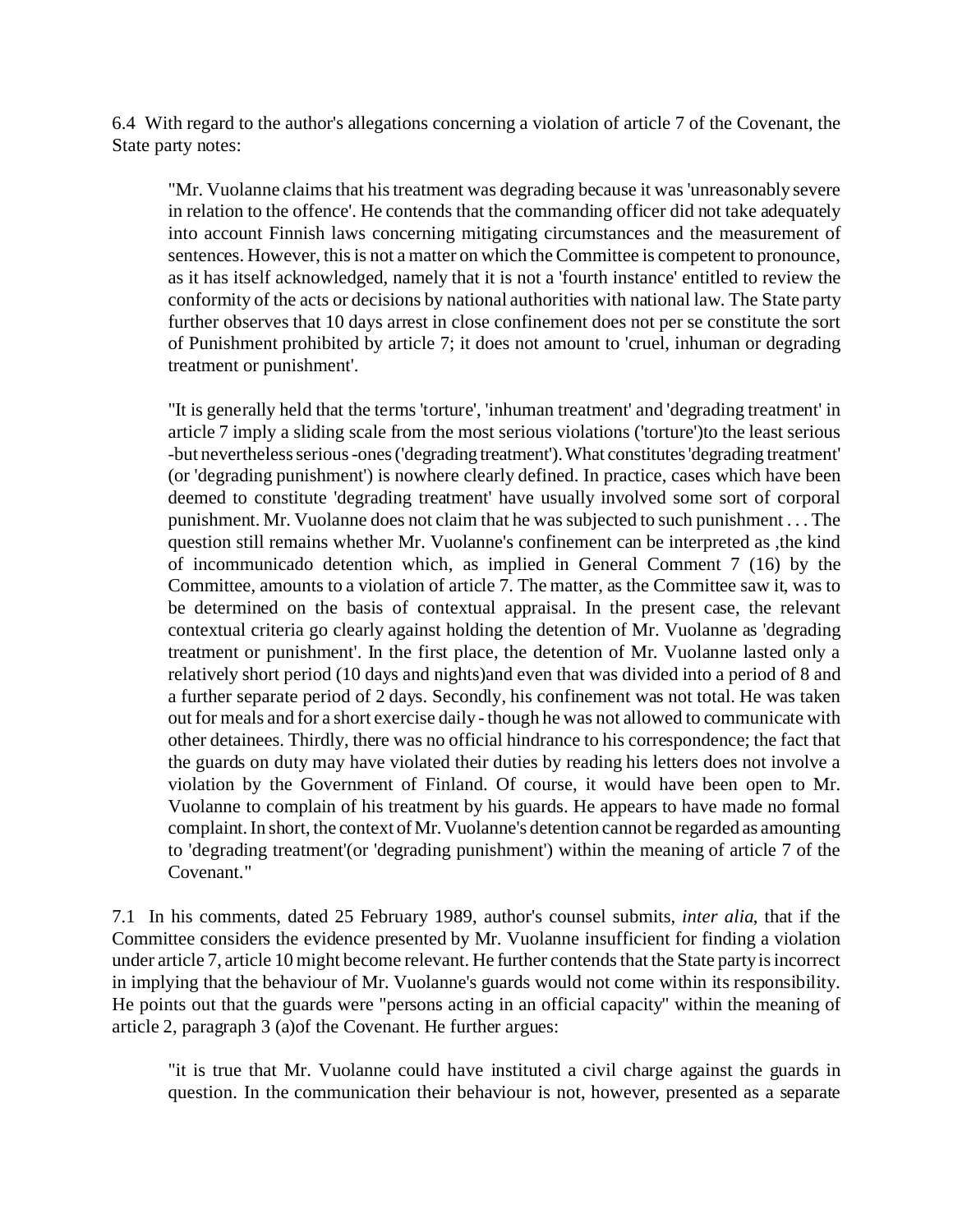6.4 With regard to the author's allegations concerning a violation of article 7 of the Covenant, the State party notes:

> "Mr. Vuolanne claims that his treatment was degrading because it was 'unreasonably severe in relation to the offence'. He contends that the commanding officer did not take adequately into account Finnish laws concerning mitigating circumstances and the measurement of sentences. However, this is not a matter on which the Committee is competent to pronounce, as it has itself acknowledged, namely that it is not a 'fourth instance' entitled to review the conformity of the acts or decisions by national authorities with national law. The State party further observes that 10 days arrest in close confinement does not per se constitute the sort of Punishment prohibited by article 7; it does not amount to 'cruel, inhuman or degrading treatment or punishment'.
>
> "It is generally held that the terms 'torture', 'inhuman treatment' and 'degrading treatment' in article 7 imply a sliding scale from the most serious violations ('torture')to the least serious -but nevertheless serious -ones ('degrading treatment'). What constitutes 'degrading treatment' (or 'degrading punishment') is nowhere clearly defined. In practice, cases which have been deemed to constitute 'degrading treatment' have usually involved some sort of corporal punishment. Mr. Vuolanne does not claim that he was subjected to such punishment . . . The question still remains whether Mr. Vuolanne's confinement can be interpreted as ,the kind of incommunicado detention which, as implied in General Comment 7 (16) by the Committee, amounts to a violation of article 7. The matter, as the Committee saw it, was to be determined on the basis of contextual appraisal. In the present case, the relevant contextual criteria go clearly against holding the detention of Mr. Vuolanne as 'degrading treatment or punishment'. In the first place, the detention of Mr. Vuolanne lasted only a relatively short period (10 days and nights)and even that was divided into a period of 8 and a further separate period of 2 days. Secondly, his confinement was not total. He was taken out for meals and for a short exercise daily - though he was not allowed to communicate with other detainees. Thirdly, there was no official hindrance to his correspondence; the fact that the guards on duty may have violated their duties by reading his letters does not involve a violation by the Government of Finland. Of course, it would have been open to Mr. Vuolanne to complain of his treatment by his guards. He appears to have made no formal complaint. In short, the context of Mr. Vuolanne's detention cannot be regarded as amounting to 'degrading treatment'(or 'degrading punishment') within the meaning of article 7 of the Covenant."

7.1 In his comments, dated 25 February 1989, author's counsel submits, *inter alia*, that if the Committee considers the evidence presented by Mr. Vuolanne insufficient for finding a violation under article 7, article 10 might become relevant. He further contends that the State party is incorrect in implying that the behaviour of Mr. Vuolanne's guards would not come within its responsibility. He points out that the guards were "persons acting in an official capacity" within the meaning of article 2, paragraph 3 (a)of the Covenant. He further argues:

> "it is true that Mr. Vuolanne could have instituted a civil charge against the guards in question. In the communication their behaviour is not, however, presented as a separate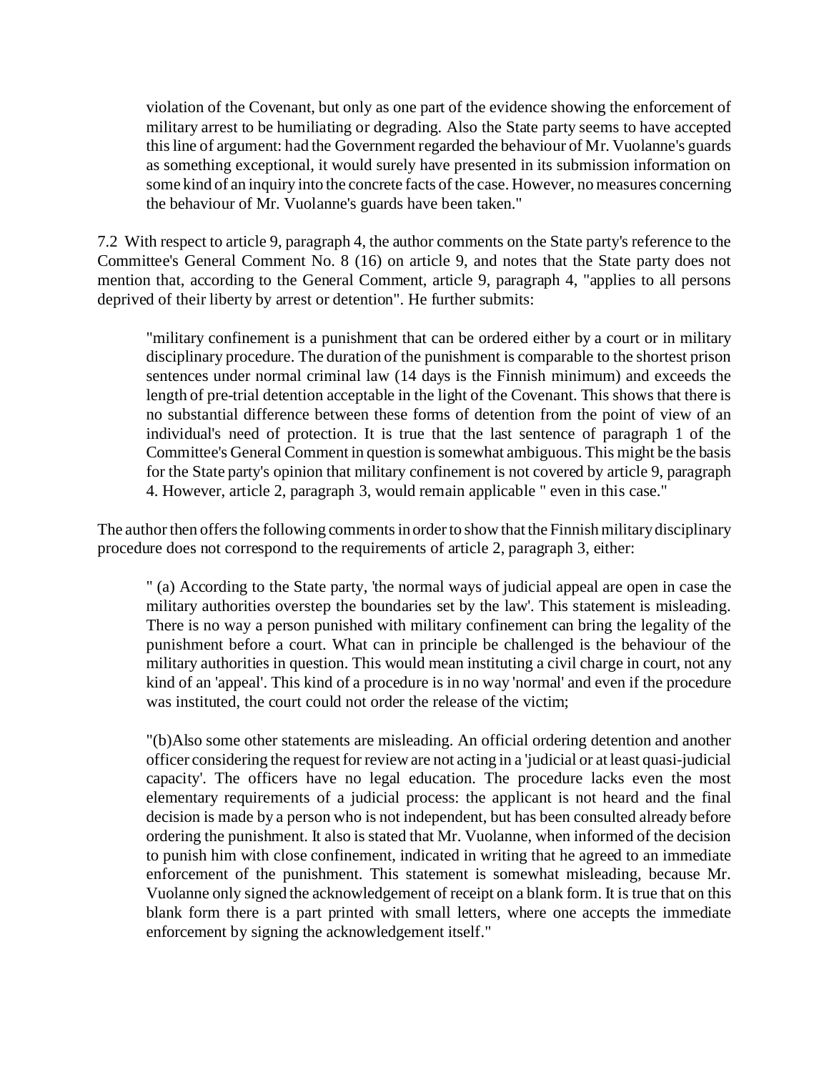violation of the Covenant, but only as one part of the evidence showing the enforcement of military arrest to be humiliating or degrading. Also the State party seems to have accepted this line of argument: had the Government regarded the behaviour of Mr. Vuolanne's guards as something exceptional, it would surely have presented in its submission information on some kind of an inquiry into the concrete facts of the case. However, no measures concerning the behaviour of Mr. Vuolanne's guards have been taken."

7.2 With respect to article 9, paragraph 4, the author comments on the State party's reference to the Committee's General Comment No. 8 (16) on article 9, and notes that the State party does not mention that, according to the General Comment, article 9, paragraph 4, "applies to all persons deprived of their liberty by arrest or detention". He further submits:

> "military confinement is a punishment that can be ordered either by a court or in military disciplinary procedure. The duration of the punishment is comparable to the shortest prison sentences under normal criminal law (14 days is the Finnish minimum) and exceeds the length of pre-trial detention acceptable in the light of the Covenant. This shows that there is no substantial difference between these forms of detention from the point of view of an individual's need of protection. It is true that the last sentence of paragraph 1 of the Committee's General Comment in question is somewhat ambiguous. This might be the basis for the State party's opinion that military confinement is not covered by article 9, paragraph 4. However, article 2, paragraph 3, would remain applicable " even in this case."

The author then offers the following comments in order to show that the Finnish military disciplinary procedure does not correspond to the requirements of article 2, paragraph 3, either:

> " (a) According to the State party, 'the normal ways of judicial appeal are open in case the military authorities overstep the boundaries set by the law'. This statement is misleading. There is no way a person punished with military confinement can bring the legality of the punishment before a court. What can in principle be challenged is the behaviour of the military authorities in question. This would mean instituting a civil charge in court, not any kind of an 'appeal'. This kind of a procedure is in no way 'normal' and even if the procedure was instituted, the court could not order the release of the victim;
>
> "(b)Also some other statements are misleading. An official ordering detention and another officer considering the request for review are not acting in a 'judicial or at least quasi-judicial capacity'. The officers have no legal education. The procedure lacks even the most elementary requirements of a judicial process: the applicant is not heard and the final decision is made by a person who is not independent, but has been consulted already before ordering the punishment. It also is stated that Mr. Vuolanne, when informed of the decision to punish him with close confinement, indicated in writing that he agreed to an immediate enforcement of the punishment. This statement is somewhat misleading, because Mr. Vuolanne only signed the acknowledgement of receipt on a blank form. It is true that on this blank form there is a part printed with small letters, where one accepts the immediate enforcement by signing the acknowledgement itself."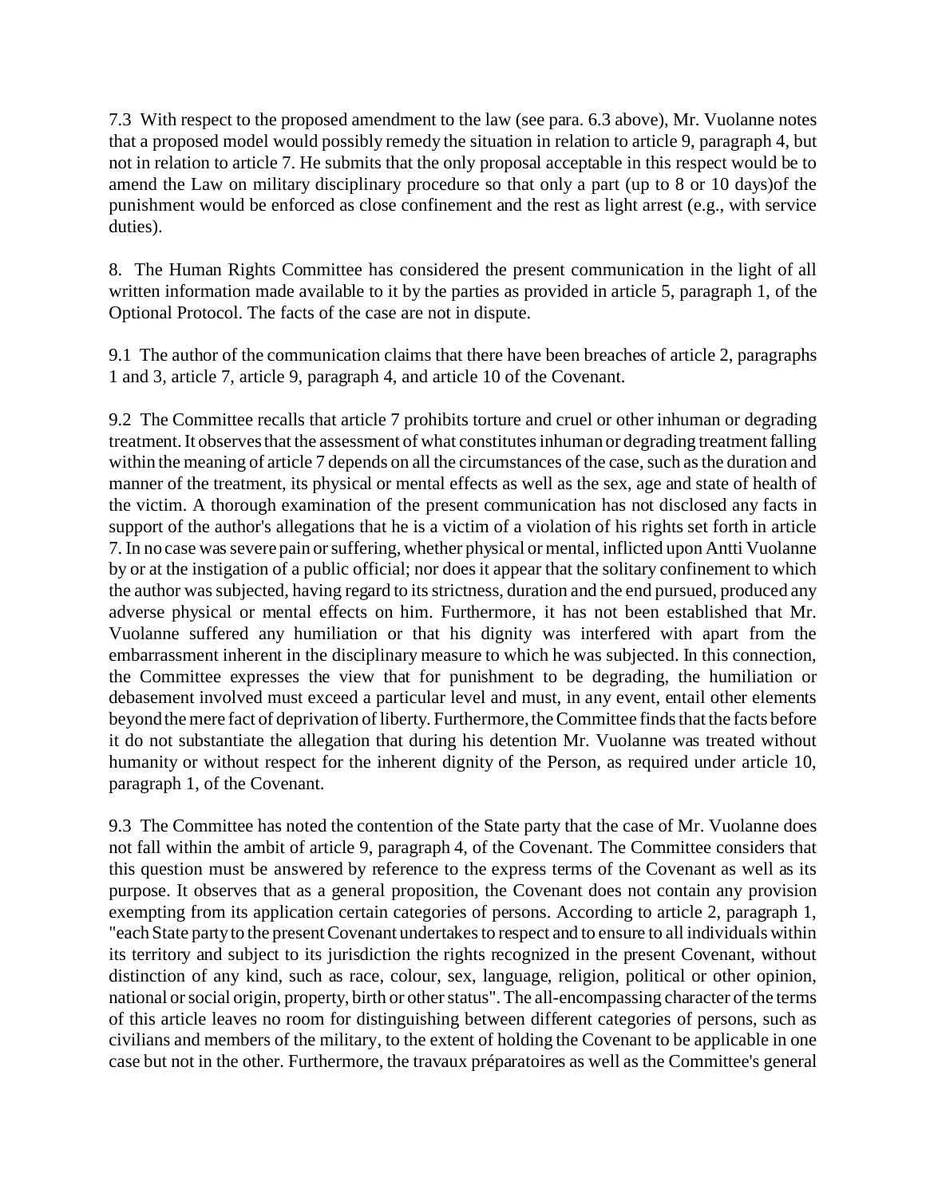7.3 With respect to the proposed amendment to the law (see para. 6.3 above), Mr. Vuolanne notes that a proposed model would possibly remedy the situation in relation to article 9, paragraph 4, but not in relation to article 7. He submits that the only proposal acceptable in this respect would be to amend the Law on military disciplinary procedure so that only a part (up to 8 or 10 days)of the punishment would be enforced as close confinement and the rest as light arrest (e.g., with service duties).

8. The Human Rights Committee has considered the present communication in the light of all written information made available to it by the parties as provided in article 5, paragraph 1, of the Optional Protocol. The facts of the case are not in dispute.

9.1 The author of the communication claims that there have been breaches of article 2, paragraphs 1 and 3, article 7, article 9, paragraph 4, and article 10 of the Covenant.

9.2 The Committee recalls that article 7 prohibits torture and cruel or other inhuman or degrading treatment. It observes that the assessment of what constitutes inhuman or degrading treatment falling within the meaning of article 7 depends on all the circumstances of the case, such as the duration and manner of the treatment, its physical or mental effects as well as the sex, age and state of health of the victim. A thorough examination of the present communication has not disclosed any facts in support of the author's allegations that he is a victim of a violation of his rights set forth in article 7. In no case was severe pain or suffering, whether physical or mental, inflicted upon Antti Vuolanne by or at the instigation of a public official; nor does it appear that the solitary confinement to which the author was subjected, having regard to its strictness, duration and the end pursued, produced any adverse physical or mental effects on him. Furthermore, it has not been established that Mr. Vuolanne suffered any humiliation or that his dignity was interfered with apart from the embarrassment inherent in the disciplinary measure to which he was subjected. In this connection, the Committee expresses the view that for punishment to be degrading, the humiliation or debasement involved must exceed a particular level and must, in any event, entail other elements beyond the mere fact of deprivation of liberty. Furthermore, the Committee finds that the facts before it do not substantiate the allegation that during his detention Mr. Vuolanne was treated without humanity or without respect for the inherent dignity of the Person, as required under article 10, paragraph 1, of the Covenant.

9.3 The Committee has noted the contention of the State party that the case of Mr. Vuolanne does not fall within the ambit of article 9, paragraph 4, of the Covenant. The Committee considers that this question must be answered by reference to the express terms of the Covenant as well as its purpose. It observes that as a general proposition, the Covenant does not contain any provision exempting from its application certain categories of persons. According to article 2, paragraph 1, "each State party to the present Covenant undertakes to respect and to ensure to all individuals within its territory and subject to its jurisdiction the rights recognized in the present Covenant, without distinction of any kind, such as race, colour, sex, language, religion, political or other opinion, national or social origin, property, birth or other status". The all-encompassing character of the terms of this article leaves no room for distinguishing between different categories of persons, such as civilians and members of the military, to the extent of holding the Covenant to be applicable in one case but not in the other. Furthermore, the travaux préparatoires as well as the Committee's general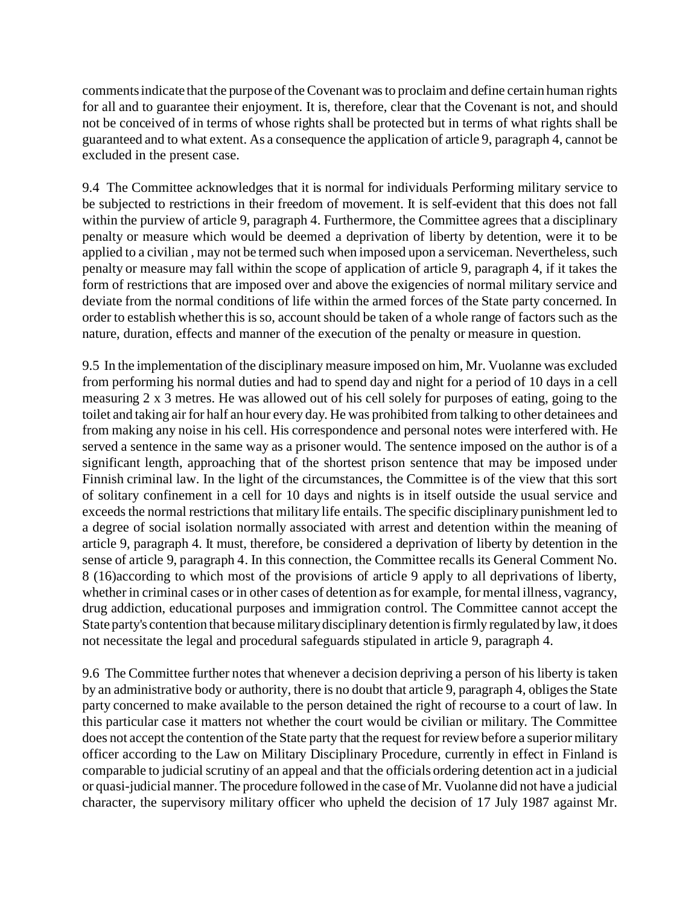comments indicate that the purpose of the Covenant was to proclaim and define certain human rights for all and to guarantee their enjoyment. It is, therefore, clear that the Covenant is not, and should not be conceived of in terms of whose rights shall be protected but in terms of what rights shall be guaranteed and to what extent. As a consequence the application of article 9, paragraph 4, cannot be excluded in the present case.

9.4 The Committee acknowledges that it is normal for individuals Performing military service to be subjected to restrictions in their freedom of movement. It is self-evident that this does not fall within the purview of article 9, paragraph 4. Furthermore, the Committee agrees that a disciplinary penalty or measure which would be deemed a deprivation of liberty by detention, were it to be applied to a civilian , may not be termed such when imposed upon a serviceman. Nevertheless, such penalty or measure may fall within the scope of application of article 9, paragraph 4, if it takes the form of restrictions that are imposed over and above the exigencies of normal military service and deviate from the normal conditions of life within the armed forces of the State party concerned. In order to establish whether this is so, account should be taken of a whole range of factors such as the nature, duration, effects and manner of the execution of the penalty or measure in question.

9.5 In the implementation of the disciplinary measure imposed on him, Mr. Vuolanne was excluded from performing his normal duties and had to spend day and night for a period of 10 days in a cell measuring 2 x 3 metres. He was allowed out of his cell solely for purposes of eating, going to the toilet and taking air for half an hour every day. He was prohibited from talking to other detainees and from making any noise in his cell. His correspondence and personal notes were interfered with. He served a sentence in the same way as a prisoner would. The sentence imposed on the author is of a significant length, approaching that of the shortest prison sentence that may be imposed under Finnish criminal law. In the light of the circumstances, the Committee is of the view that this sort of solitary confinement in a cell for 10 days and nights is in itself outside the usual service and exceeds the normal restrictions that military life entails. The specific disciplinary punishment led to a degree of social isolation normally associated with arrest and detention within the meaning of article 9, paragraph 4. It must, therefore, be considered a deprivation of liberty by detention in the sense of article 9, paragraph 4. In this connection, the Committee recalls its General Comment No. 8 (16)according to which most of the provisions of article 9 apply to all deprivations of liberty, whether in criminal cases or in other cases of detention as for example, for mental illness, vagrancy, drug addiction, educational purposes and immigration control. The Committee cannot accept the State party's contention that because military disciplinary detention is firmly regulated by law, it does not necessitate the legal and procedural safeguards stipulated in article 9, paragraph 4.

9.6 The Committee further notes that whenever a decision depriving a person of his liberty is taken by an administrative body or authority, there is no doubt that article 9, paragraph 4, obliges the State party concerned to make available to the person detained the right of recourse to a court of law. In this particular case it matters not whether the court would be civilian or military. The Committee does not accept the contention of the State party that the request for review before a superior military officer according to the Law on Military Disciplinary Procedure, currently in effect in Finland is comparable to judicial scrutiny of an appeal and that the officials ordering detention act in a judicial or quasi-judicial manner. The procedure followed in the case of Mr. Vuolanne did not have a judicial character, the supervisory military officer who upheld the decision of 17 July 1987 against Mr.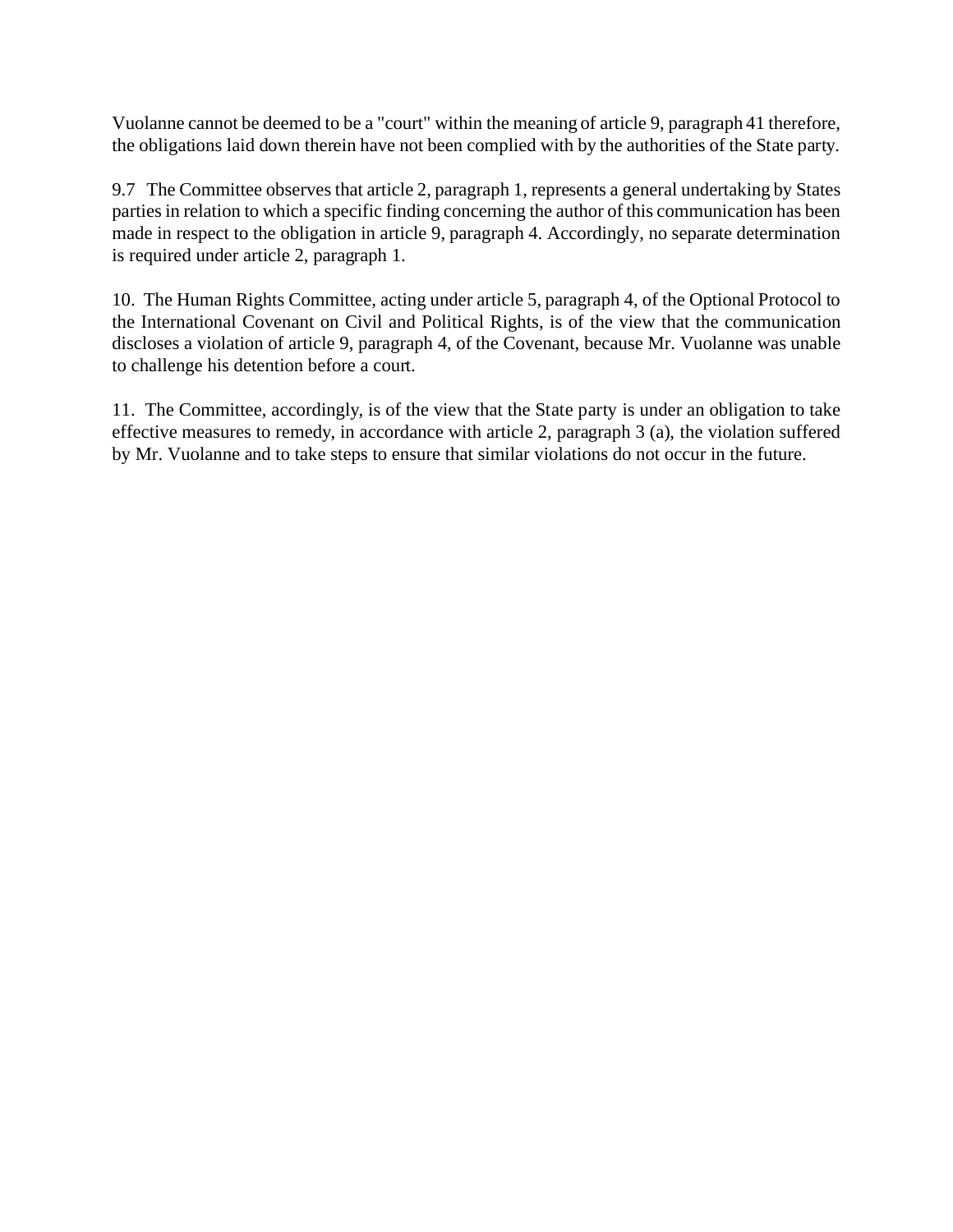Vuolanne cannot be deemed to be a "court" within the meaning of article 9, paragraph 41 therefore, the obligations laid down therein have not been complied with by the authorities of the State party.

9.7 The Committee observes that article 2, paragraph 1, represents a general undertaking by States parties in relation to which a specific finding concerning the author of this communication has been made in respect to the obligation in article 9, paragraph 4. Accordingly, no separate determination is required under article 2, paragraph 1.

10. The Human Rights Committee, acting under article 5, paragraph 4, of the Optional Protocol to the International Covenant on Civil and Political Rights, is of the view that the communication discloses a violation of article 9, paragraph 4, of the Covenant, because Mr. Vuolanne was unable to challenge his detention before a court.

11. The Committee, accordingly, is of the view that the State party is under an obligation to take effective measures to remedy, in accordance with article 2, paragraph 3 (a), the violation suffered by Mr. Vuolanne and to take steps to ensure that similar violations do not occur in the future.